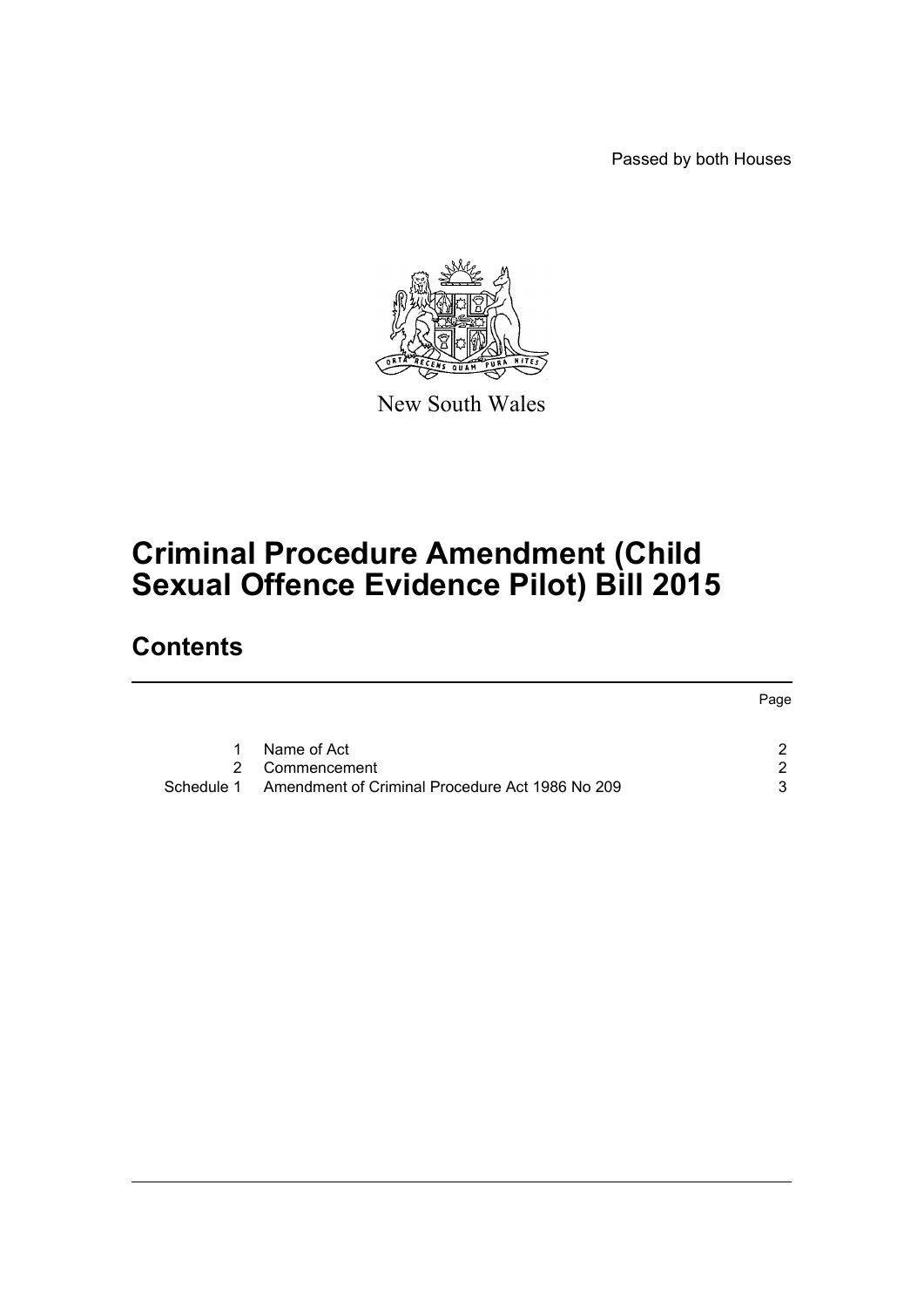Passed by both Houses

New South Wales

# Criminal Procedure Amendment (Child Sexual Offence Evidence Pilot) Bill 2015

## Contents

| | | Page |
|---|---|---|
| 1 | Name of Act | 2 |
| 2 | Commencement | 2 |
| Schedule 1 | Amendment of Criminal Procedure Act 1986 No 209 | 3 |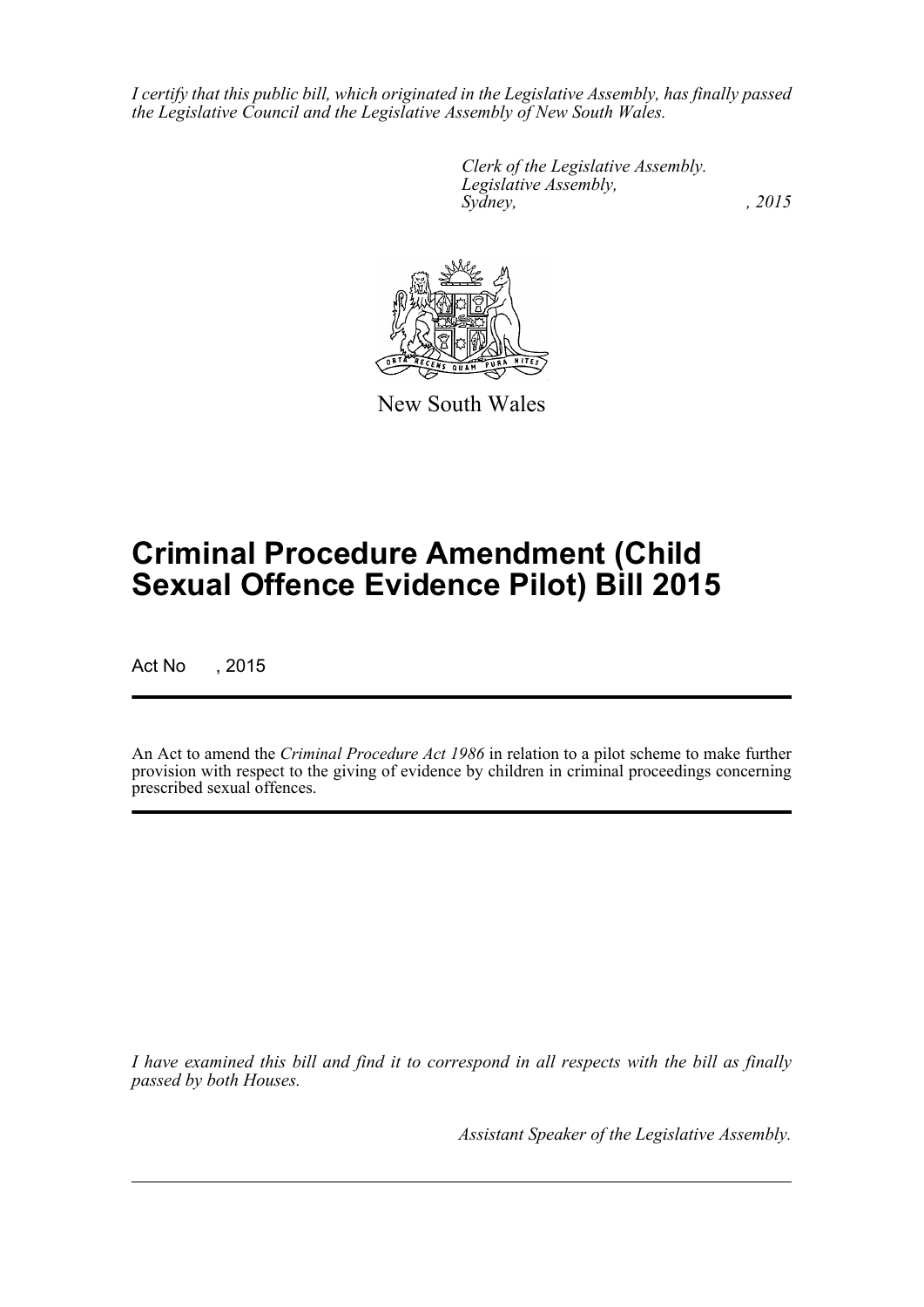*I certify that this public bill, which originated in the Legislative Assembly, has finally passed the Legislative Council and the Legislative Assembly of New South Wales.*

*Clerk of the Legislative Assembly.*
*Legislative Assembly,*
*Sydney, , 2015*

New South Wales

# Criminal Procedure Amendment (Child Sexual Offence Evidence Pilot) Bill 2015

Act No , 2015

An Act to amend the *Criminal Procedure Act 1986* in relation to a pilot scheme to make further provision with respect to the giving of evidence by children in criminal proceedings concerning prescribed sexual offences.

*I have examined this bill and find it to correspond in all respects with the bill as finally passed by both Houses.*

*Assistant Speaker of the Legislative Assembly.*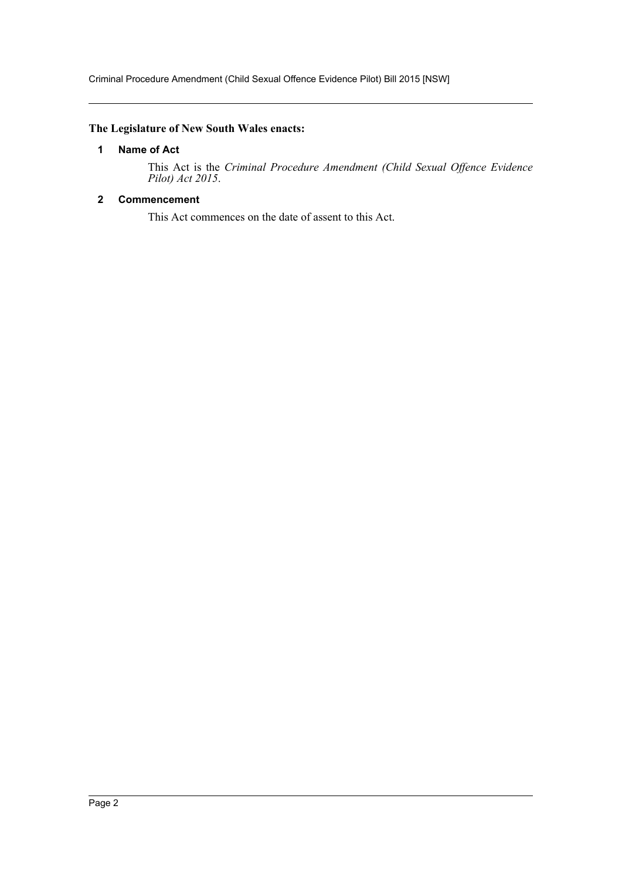**The Legislature of New South Wales enacts:**

## 1 Name of Act

This Act is the *Criminal Procedure Amendment (Child Sexual Offence Evidence Pilot) Act 2015*.

## 2 Commencement

This Act commences on the date of assent to this Act.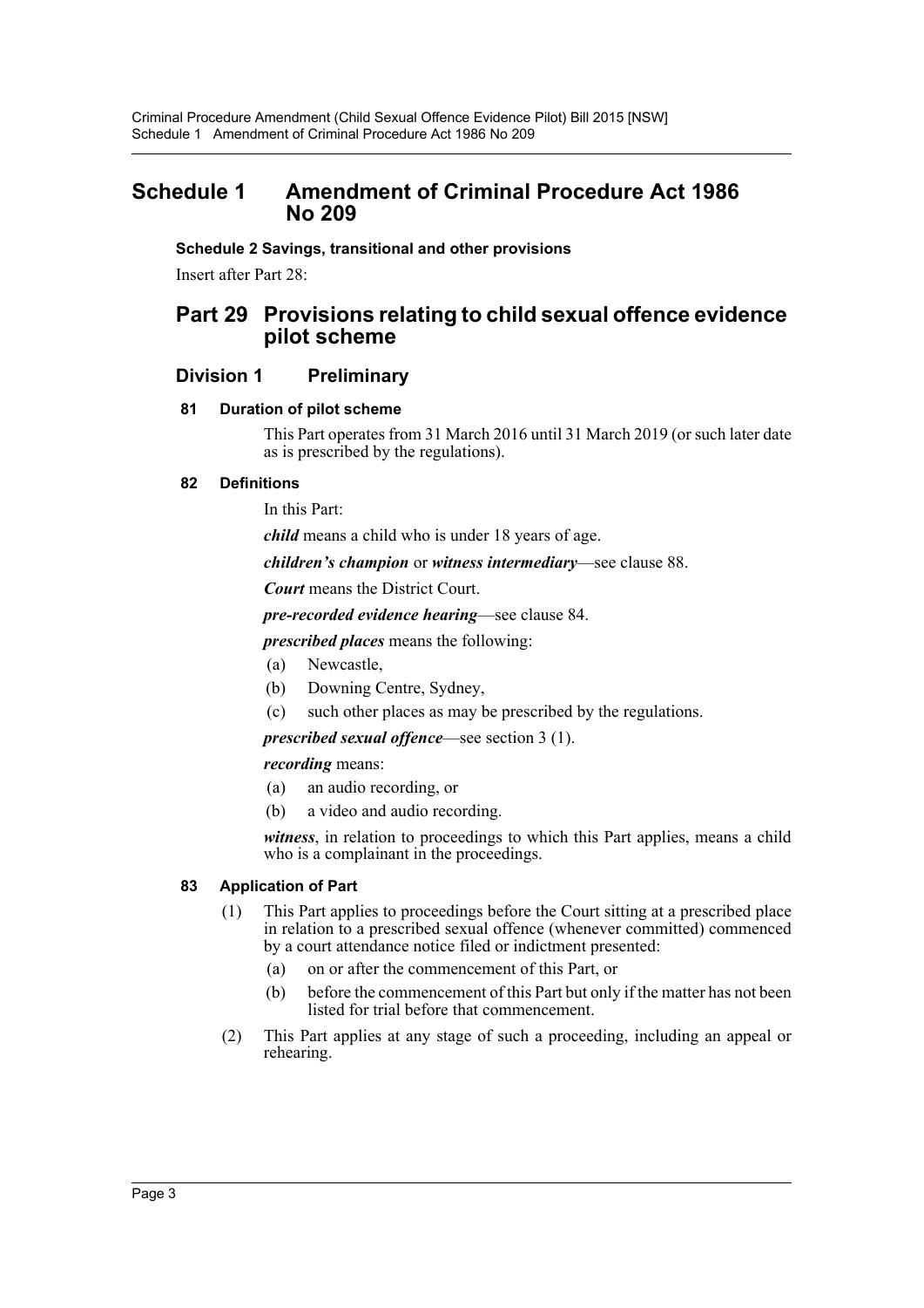# Schedule 1 Amendment of Criminal Procedure Act 1986 No 209

**Schedule 2 Savings, transitional and other provisions**

Insert after Part 28:

## Part 29 Provisions relating to child sexual offence evidence pilot scheme

### Division 1 Preliminary

#### 81 Duration of pilot scheme

This Part operates from 31 March 2016 until 31 March 2019 (or such later date as is prescribed by the regulations).

#### 82 Definitions

In this Part:

***child*** means a child who is under 18 years of age.

***children's champion*** or ***witness intermediary***—see clause 88.

***Court*** means the District Court.

***pre-recorded evidence hearing***—see clause 84.

***prescribed places*** means the following:

(a) Newcastle,

(b) Downing Centre, Sydney,

(c) such other places as may be prescribed by the regulations.

***prescribed sexual offence***—see section 3 (1).

***recording*** means:

(a) an audio recording, or

(b) a video and audio recording.

***witness***, in relation to proceedings to which this Part applies, means a child who is a complainant in the proceedings.

#### 83 Application of Part

(1) This Part applies to proceedings before the Court sitting at a prescribed place in relation to a prescribed sexual offence (whenever committed) commenced by a court attendance notice filed or indictment presented:

(a) on or after the commencement of this Part, or

(b) before the commencement of this Part but only if the matter has not been listed for trial before that commencement.

(2) This Part applies at any stage of such a proceeding, including an appeal or rehearing.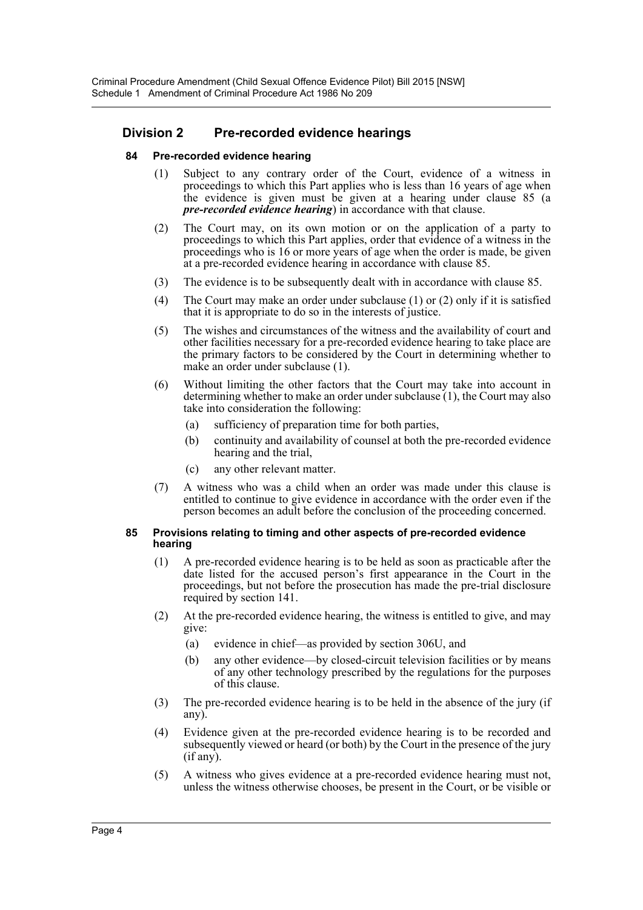## Division 2 Pre-recorded evidence hearings

### 84 Pre-recorded evidence hearing

(1) Subject to any contrary order of the Court, evidence of a witness in proceedings to which this Part applies who is less than 16 years of age when the evidence is given must be given at a hearing under clause 85 (a ***pre-recorded evidence hearing***) in accordance with that clause.

(2) The Court may, on its own motion or on the application of a party to proceedings to which this Part applies, order that evidence of a witness in the proceedings who is 16 or more years of age when the order is made, be given at a pre-recorded evidence hearing in accordance with clause 85.

(3) The evidence is to be subsequently dealt with in accordance with clause 85.

(4) The Court may make an order under subclause (1) or (2) only if it is satisfied that it is appropriate to do so in the interests of justice.

(5) The wishes and circumstances of the witness and the availability of court and other facilities necessary for a pre-recorded evidence hearing to take place are the primary factors to be considered by the Court in determining whether to make an order under subclause (1).

(6) Without limiting the other factors that the Court may take into account in determining whether to make an order under subclause (1), the Court may also take into consideration the following:

- (a) sufficiency of preparation time for both parties,
- (b) continuity and availability of counsel at both the pre-recorded evidence hearing and the trial,
- (c) any other relevant matter.

(7) A witness who was a child when an order was made under this clause is entitled to continue to give evidence in accordance with the order even if the person becomes an adult before the conclusion of the proceeding concerned.

### 85 Provisions relating to timing and other aspects of pre-recorded evidence hearing

(1) A pre-recorded evidence hearing is to be held as soon as practicable after the date listed for the accused person's first appearance in the Court in the proceedings, but not before the prosecution has made the pre-trial disclosure required by section 141.

(2) At the pre-recorded evidence hearing, the witness is entitled to give, and may give:

- (a) evidence in chief—as provided by section 306U, and
- (b) any other evidence—by closed-circuit television facilities or by means of any other technology prescribed by the regulations for the purposes of this clause.

(3) The pre-recorded evidence hearing is to be held in the absence of the jury (if any).

(4) Evidence given at the pre-recorded evidence hearing is to be recorded and subsequently viewed or heard (or both) by the Court in the presence of the jury (if any).

(5) A witness who gives evidence at a pre-recorded evidence hearing must not, unless the witness otherwise chooses, be present in the Court, or be visible or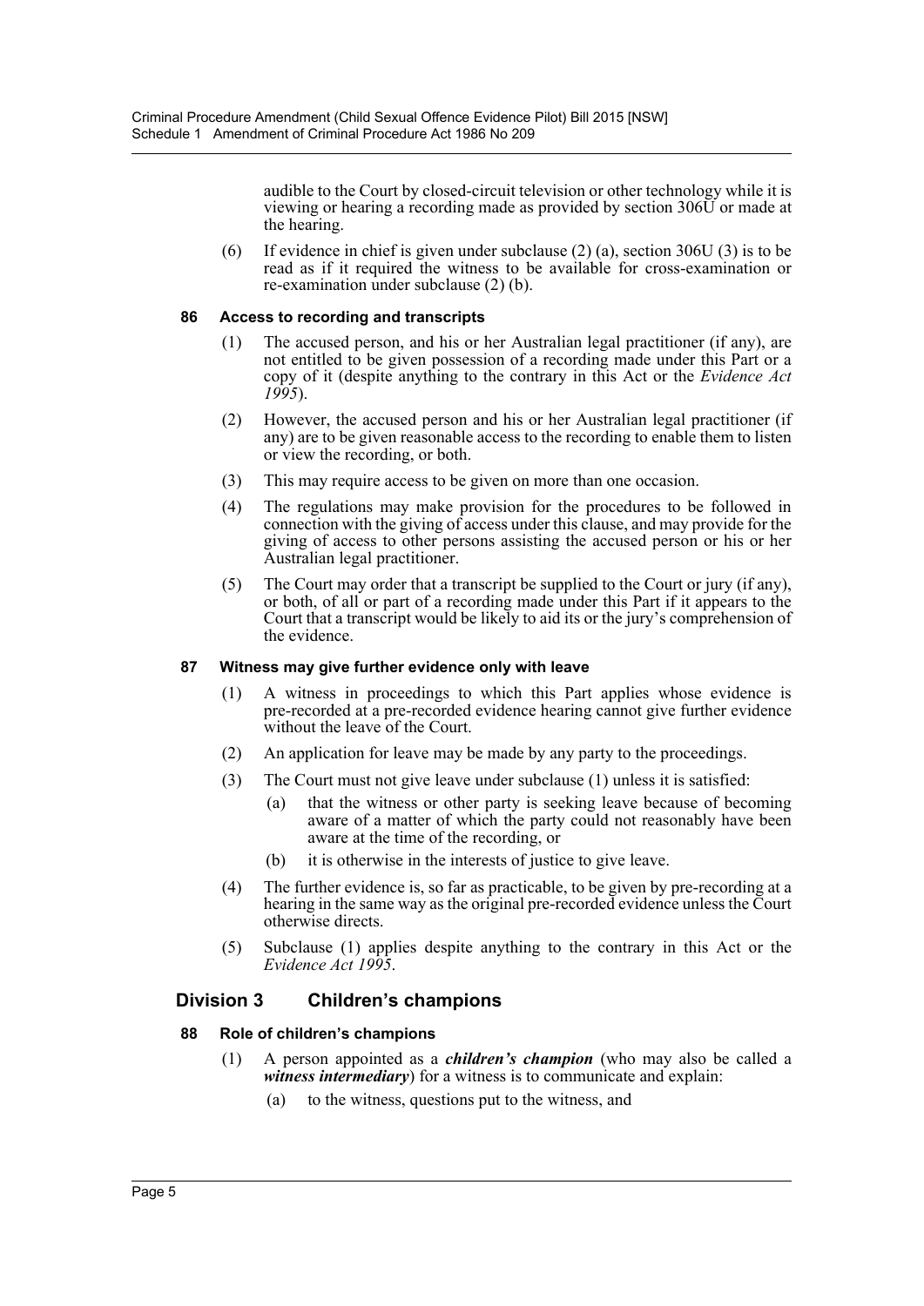audible to the Court by closed-circuit television or other technology while it is viewing or hearing a recording made as provided by section 306U or made at the hearing.

(6) If evidence in chief is given under subclause (2) (a), section 306U (3) is to be read as if it required the witness to be available for cross-examination or re-examination under subclause (2) (b).

#### 86 Access to recording and transcripts

(1) The accused person, and his or her Australian legal practitioner (if any), are not entitled to be given possession of a recording made under this Part or a copy of it (despite anything to the contrary in this Act or the *Evidence Act 1995*).

(2) However, the accused person and his or her Australian legal practitioner (if any) are to be given reasonable access to the recording to enable them to listen or view the recording, or both.

(3) This may require access to be given on more than one occasion.

(4) The regulations may make provision for the procedures to be followed in connection with the giving of access under this clause, and may provide for the giving of access to other persons assisting the accused person or his or her Australian legal practitioner.

(5) The Court may order that a transcript be supplied to the Court or jury (if any), or both, of all or part of a recording made under this Part if it appears to the Court that a transcript would be likely to aid its or the jury's comprehension of the evidence.

#### 87 Witness may give further evidence only with leave

(1) A witness in proceedings to which this Part applies whose evidence is pre-recorded at a pre-recorded evidence hearing cannot give further evidence without the leave of the Court.

(2) An application for leave may be made by any party to the proceedings.

(3) The Court must not give leave under subclause (1) unless it is satisfied:

  (a) that the witness or other party is seeking leave because of becoming aware of a matter of which the party could not reasonably have been aware at the time of the recording, or

  (b) it is otherwise in the interests of justice to give leave.

(4) The further evidence is, so far as practicable, to be given by pre-recording at a hearing in the same way as the original pre-recorded evidence unless the Court otherwise directs.

(5) Subclause (1) applies despite anything to the contrary in this Act or the *Evidence Act 1995*.

### Division 3 Children's champions

#### 88 Role of children's champions

(1) A person appointed as a ***children's champion*** (who may also be called a ***witness intermediary***) for a witness is to communicate and explain:

  (a) to the witness, questions put to the witness, and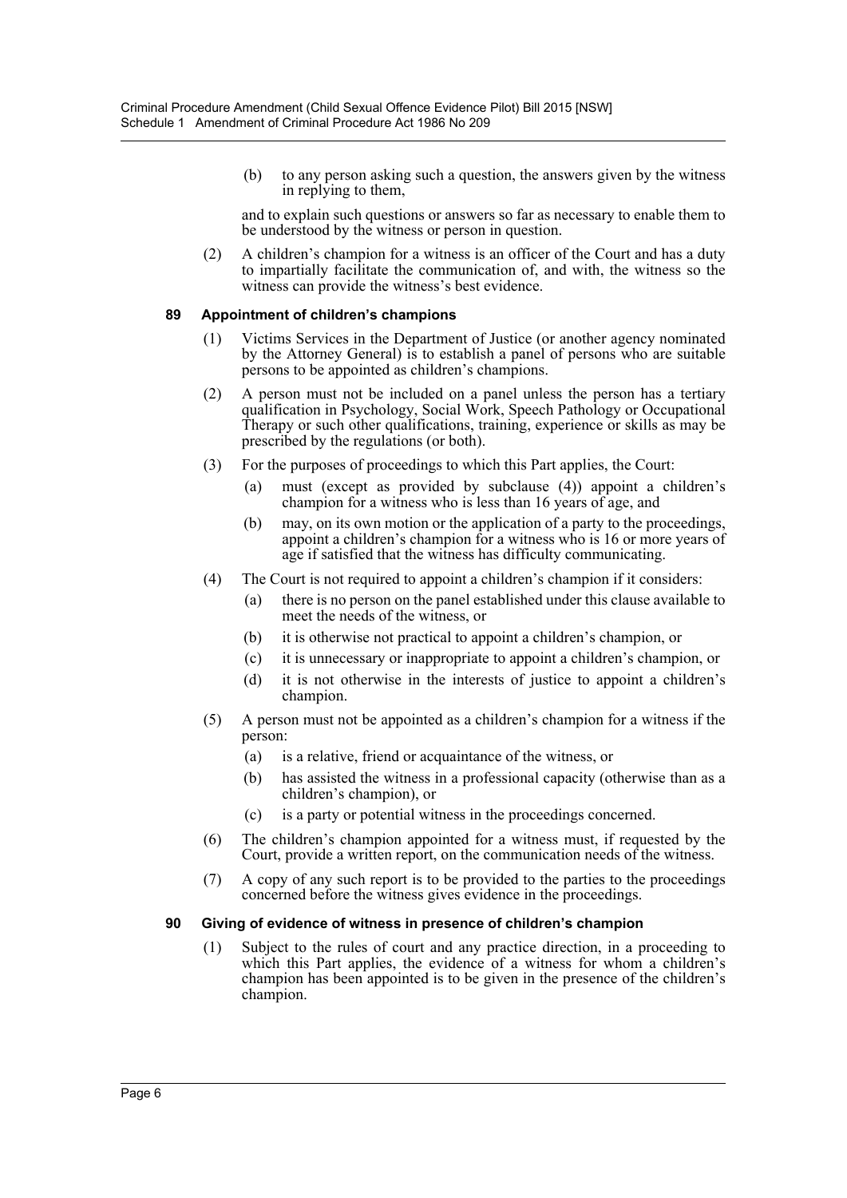(b) to any person asking such a question, the answers given by the witness in replying to them,

and to explain such questions or answers so far as necessary to enable them to be understood by the witness or person in question.

(2) A children's champion for a witness is an officer of the Court and has a duty to impartially facilitate the communication of, and with, the witness so the witness can provide the witness's best evidence.

### 89 Appointment of children's champions

(1) Victims Services in the Department of Justice (or another agency nominated by the Attorney General) is to establish a panel of persons who are suitable persons to be appointed as children's champions.

(2) A person must not be included on a panel unless the person has a tertiary qualification in Psychology, Social Work, Speech Pathology or Occupational Therapy or such other qualifications, training, experience or skills as may be prescribed by the regulations (or both).

(3) For the purposes of proceedings to which this Part applies, the Court:

- (a) must (except as provided by subclause (4)) appoint a children's champion for a witness who is less than 16 years of age, and
- (b) may, on its own motion or the application of a party to the proceedings, appoint a children's champion for a witness who is 16 or more years of age if satisfied that the witness has difficulty communicating.

(4) The Court is not required to appoint a children's champion if it considers:

- (a) there is no person on the panel established under this clause available to meet the needs of the witness, or
- (b) it is otherwise not practical to appoint a children's champion, or
- (c) it is unnecessary or inappropriate to appoint a children's champion, or
- (d) it is not otherwise in the interests of justice to appoint a children's champion.

(5) A person must not be appointed as a children's champion for a witness if the person:

- (a) is a relative, friend or acquaintance of the witness, or
- (b) has assisted the witness in a professional capacity (otherwise than as a children's champion), or
- (c) is a party or potential witness in the proceedings concerned.

(6) The children's champion appointed for a witness must, if requested by the Court, provide a written report, on the communication needs of the witness.

(7) A copy of any such report is to be provided to the parties to the proceedings concerned before the witness gives evidence in the proceedings.

### 90 Giving of evidence of witness in presence of children's champion

(1) Subject to the rules of court and any practice direction, in a proceeding to which this Part applies, the evidence of a witness for whom a children's champion has been appointed is to be given in the presence of the children's champion.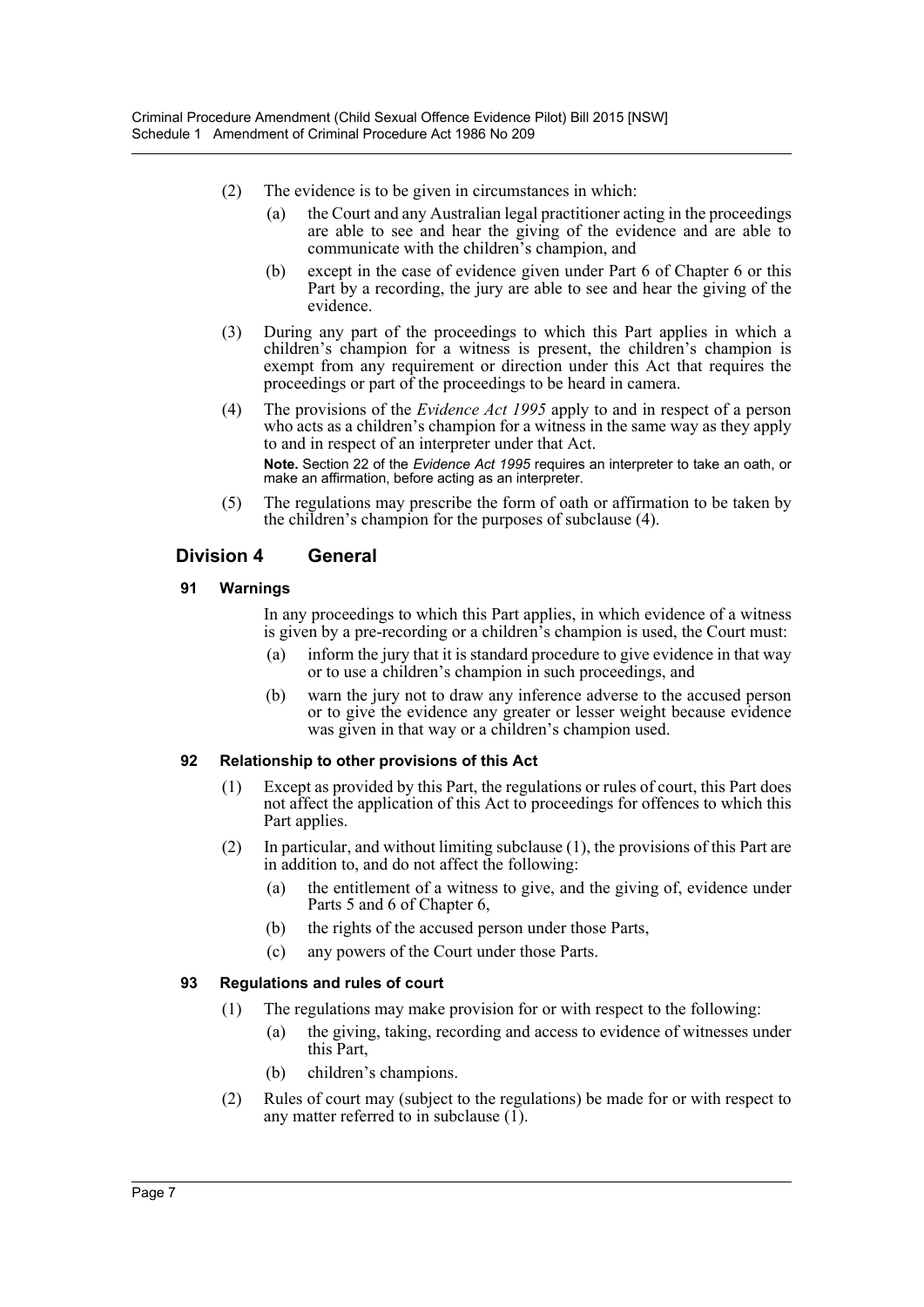(2) The evidence is to be given in circumstances in which:

(a) the Court and any Australian legal practitioner acting in the proceedings are able to see and hear the giving of the evidence and are able to communicate with the children's champion, and

(b) except in the case of evidence given under Part 6 of Chapter 6 or this Part by a recording, the jury are able to see and hear the giving of the evidence.

(3) During any part of the proceedings to which this Part applies in which a children's champion for a witness is present, the children's champion is exempt from any requirement or direction under this Act that requires the proceedings or part of the proceedings to be heard in camera.

(4) The provisions of the *Evidence Act 1995* apply to and in respect of a person who acts as a children's champion for a witness in the same way as they apply to and in respect of an interpreter under that Act.

**Note.** Section 22 of the *Evidence Act 1995* requires an interpreter to take an oath, or make an affirmation, before acting as an interpreter.

(5) The regulations may prescribe the form of oath or affirmation to be taken by the children's champion for the purposes of subclause (4).

## Division 4 General

### 91 Warnings

In any proceedings to which this Part applies, in which evidence of a witness is given by a pre-recording or a children's champion is used, the Court must:

(a) inform the jury that it is standard procedure to give evidence in that way or to use a children's champion in such proceedings, and

(b) warn the jury not to draw any inference adverse to the accused person or to give the evidence any greater or lesser weight because evidence was given in that way or a children's champion used.

### 92 Relationship to other provisions of this Act

(1) Except as provided by this Part, the regulations or rules of court, this Part does not affect the application of this Act to proceedings for offences to which this Part applies.

(2) In particular, and without limiting subclause (1), the provisions of this Part are in addition to, and do not affect the following:

(a) the entitlement of a witness to give, and the giving of, evidence under Parts 5 and 6 of Chapter 6,

(b) the rights of the accused person under those Parts,

(c) any powers of the Court under those Parts.

### 93 Regulations and rules of court

(1) The regulations may make provision for or with respect to the following:

(a) the giving, taking, recording and access to evidence of witnesses under this Part,

(b) children's champions.

(2) Rules of court may (subject to the regulations) be made for or with respect to any matter referred to in subclause (1).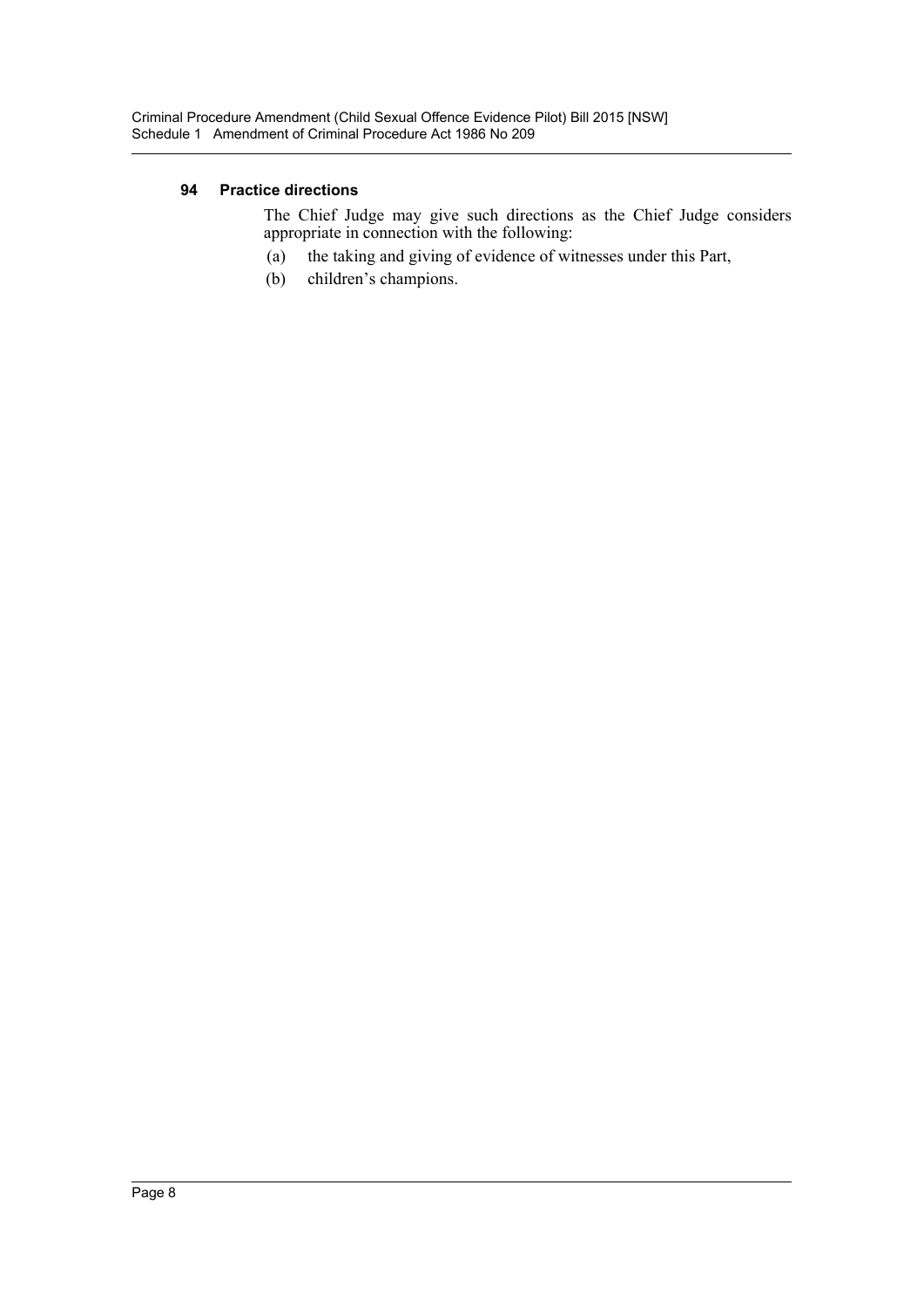### 94 Practice directions

The Chief Judge may give such directions as the Chief Judge considers appropriate in connection with the following:

(a) the taking and giving of evidence of witnesses under this Part,

(b) children's champions.